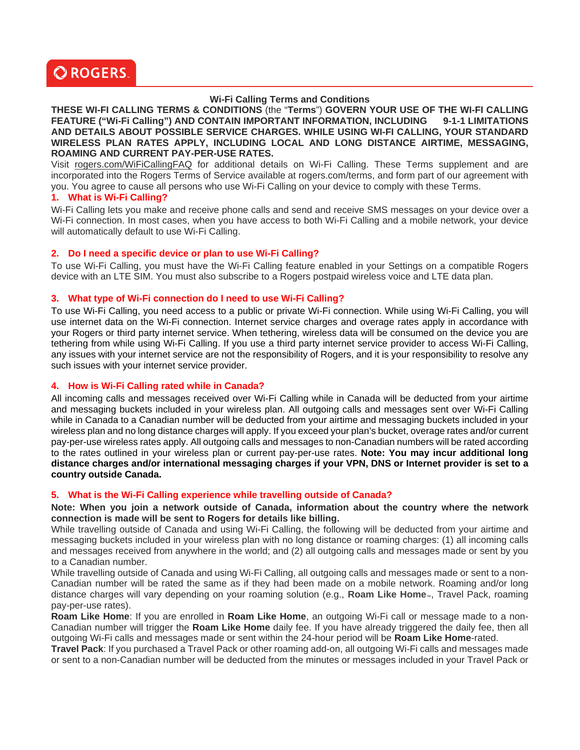ROGERS

# Wi-Fi Calling Terms and Conditions

**THESE WI-FI CALLING TERMS & CONDITIONS** (the "**Terms**") **GOVERN YOUR USE OF THE WI-FI CALLING FEATURE ("Wi-Fi Calling") AND CONTAIN IMPORTANT INFORMATION, INCLUDING 9-1-1 LIMITATIONS AND DETAILS ABOUT POSSIBLE SERVICE CHARGES. WHILE USING WI-FI CALLING, YOUR STANDARD WIRELESS PLAN RATES APPLY, INCLUDING LOCAL AND LONG DISTANCE AIRTIME, MESSAGING, ROAMING AND CURRENT PAY-PER-USE RATES.**

Visit rogers.com/WiFiCallingFAQ for additional details on Wi-Fi Calling. These Terms supplement and are incorporated into the Rogers Terms of Service available at rogers.com/terms, and form part of our agreement with you. You agree to cause all persons who use Wi-Fi Calling on your device to comply with these Terms.

## 1. What is Wi-Fi Calling?

Wi-Fi Calling lets you make and receive phone calls and send and receive SMS messages on your device over a Wi-Fi connection. In most cases, when you have access to both Wi-Fi Calling and a mobile network, your device will automatically default to use Wi-Fi Calling.

## 2. Do I need a specific device or plan to use Wi-Fi Calling?

To use Wi-Fi Calling, you must have the Wi-Fi Calling feature enabled in your Settings on a compatible Rogers device with an LTE SIM. You must also subscribe to a Rogers postpaid wireless voice and LTE data plan.

## 3. What type of Wi-Fi connection do I need to use Wi-Fi Calling?

To use Wi-Fi Calling, you need access to a public or private Wi-Fi connection. While using Wi-Fi Calling, you will use internet data on the Wi-Fi connection. Internet service charges and overage rates apply in accordance with your Rogers or third party internet service. When tethering, wireless data will be consumed on the device you are tethering from while using Wi-Fi Calling. If you use a third party internet service provider to access Wi-Fi Calling, any issues with your internet service are not the responsibility of Rogers, and it is your responsibility to resolve any such issues with your internet service provider.

## 4. How is Wi-Fi Calling rated while in Canada?

All incoming calls and messages received over Wi-Fi Calling while in Canada will be deducted from your airtime and messaging buckets included in your wireless plan. All outgoing calls and messages sent over Wi-Fi Calling while in Canada to a Canadian number will be deducted from your airtime and messaging buckets included in your wireless plan and no long distance charges will apply. If you exceed your plan's bucket, overage rates and/or current pay-per-use wireless rates apply. All outgoing calls and messages to non-Canadian numbers will be rated according to the rates outlined in your wireless plan or current pay-per-use rates. **Note: You may incur additional long distance charges and/or international messaging charges if your VPN, DNS or Internet provider is set to a country outside Canada.**

## 5. What is the Wi-Fi Calling experience while travelling outside of Canada?

**Note: When you join a network outside of Canada, information about the country where the network connection is made will be sent to Rogers for details like billing.**

While travelling outside of Canada and using Wi-Fi Calling, the following will be deducted from your airtime and messaging buckets included in your wireless plan with no long distance or roaming charges: (1) all incoming calls and messages received from anywhere in the world; and (2) all outgoing calls and messages made or sent by you to a Canadian number.

While travelling outside of Canada and using Wi-Fi Calling, all outgoing calls and messages made or sent to a non-Canadian number will be rated the same as if they had been made on a mobile network. Roaming and/or long distance charges will vary depending on your roaming solution (e.g., **Roam Like Home**™, Travel Pack, roaming pay-per-use rates).

**Roam Like Home**: If you are enrolled in **Roam Like Home**, an outgoing Wi-Fi call or message made to a non-Canadian number will trigger the **Roam Like Home** daily fee. If you have already triggered the daily fee, then all outgoing Wi-Fi calls and messages made or sent within the 24-hour period will be **Roam Like Home**-rated.

**Travel Pack**: If you purchased a Travel Pack or other roaming add-on, all outgoing Wi-Fi calls and messages made or sent to a non-Canadian number will be deducted from the minutes or messages included in your Travel Pack or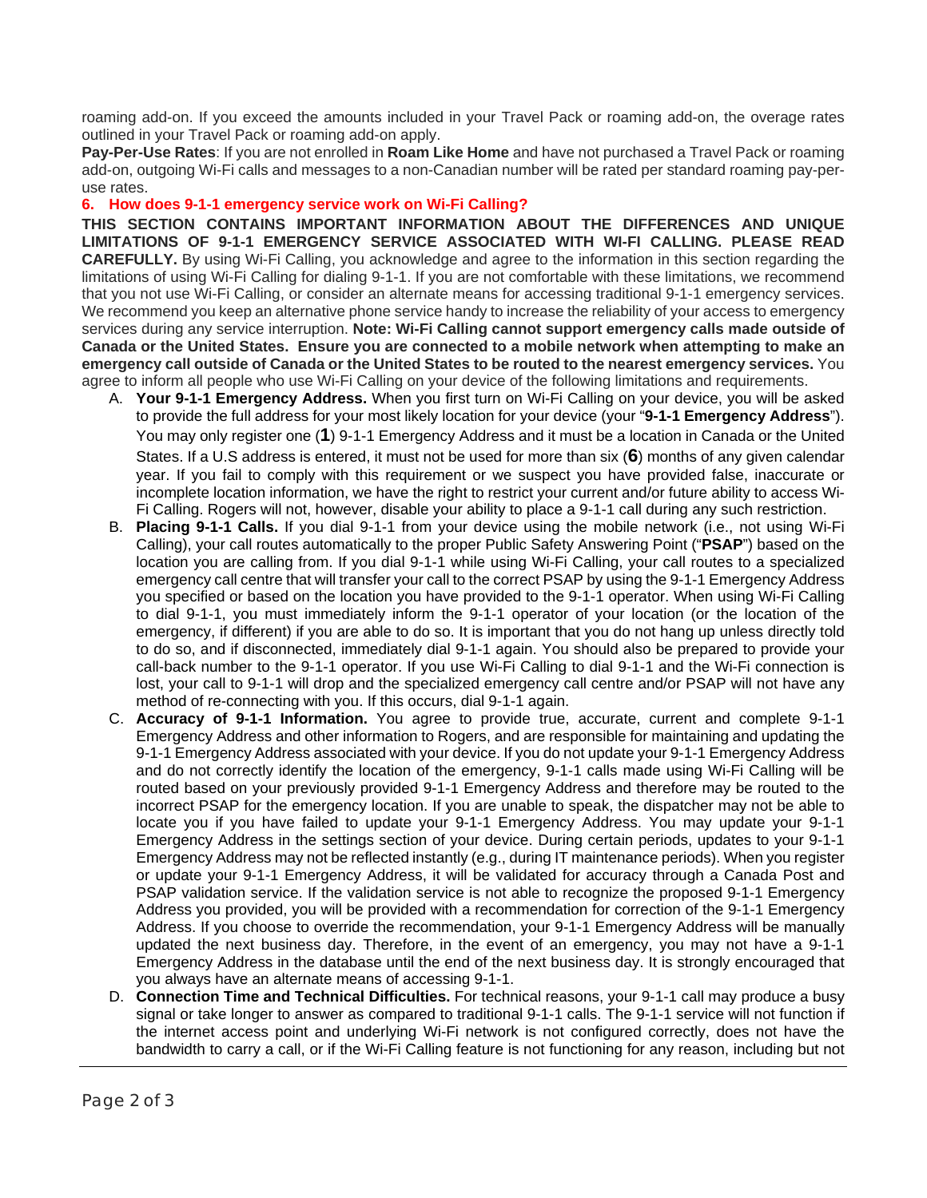roaming add-on. If you exceed the amounts included in your Travel Pack or roaming add-on, the overage rates outlined in your Travel Pack or roaming add-on apply.

**Pay-Per-Use Rates**: If you are not enrolled in **Roam Like Home** and have not purchased a Travel Pack or roaming add-on, outgoing Wi-Fi calls and messages to a non-Canadian number will be rated per standard roaming pay-per-use rates.

### 6. How does 9-1-1 emergency service work on Wi-Fi Calling?

**THIS SECTION CONTAINS IMPORTANT INFORMATION ABOUT THE DIFFERENCES AND UNIQUE LIMITATIONS OF 9-1-1 EMERGENCY SERVICE ASSOCIATED WITH WI-FI CALLING. PLEASE READ CAREFULLY.** By using Wi-Fi Calling, you acknowledge and agree to the information in this section regarding the limitations of using Wi-Fi Calling for dialing 9-1-1. If you are not comfortable with these limitations, we recommend that you not use Wi-Fi Calling, or consider an alternate means for accessing traditional 9-1-1 emergency services. We recommend you keep an alternative phone service handy to increase the reliability of your access to emergency services during any service interruption. **Note: Wi-Fi Calling cannot support emergency calls made outside of Canada or the United States. Ensure you are connected to a mobile network when attempting to make an emergency call outside of Canada or the United States to be routed to the nearest emergency services.** You agree to inform all people who use Wi-Fi Calling on your device of the following limitations and requirements.

A. **Your 9-1-1 Emergency Address.** When you first turn on Wi-Fi Calling on your device, you will be asked to provide the full address for your most likely location for your device (your "**9-1-1 Emergency Address**"). You may only register one (**1**) 9-1-1 Emergency Address and it must be a location in Canada or the United States. If a U.S address is entered, it must not be used for more than six (**6**) months of any given calendar year. If you fail to comply with this requirement or we suspect you have provided false, inaccurate or incomplete location information, we have the right to restrict your current and/or future ability to access Wi-Fi Calling. Rogers will not, however, disable your ability to place a 9-1-1 call during any such restriction.

B. **Placing 9-1-1 Calls.** If you dial 9-1-1 from your device using the mobile network (i.e., not using Wi-Fi Calling), your call routes automatically to the proper Public Safety Answering Point ("**PSAP**") based on the location you are calling from. If you dial 9-1-1 while using Wi-Fi Calling, your call routes to a specialized emergency call centre that will transfer your call to the correct PSAP by using the 9-1-1 Emergency Address you specified or based on the location you have provided to the 9-1-1 operator. When using Wi-Fi Calling to dial 9-1-1, you must immediately inform the 9-1-1 operator of your location (or the location of the emergency, if different) if you are able to do so. It is important that you do not hang up unless directly told to do so, and if disconnected, immediately dial 9-1-1 again. You should also be prepared to provide your call-back number to the 9-1-1 operator. If you use Wi-Fi Calling to dial 9-1-1 and the Wi-Fi connection is lost, your call to 9-1-1 will drop and the specialized emergency call centre and/or PSAP will not have any method of re-connecting with you. If this occurs, dial 9-1-1 again.

C. **Accuracy of 9-1-1 Information.** You agree to provide true, accurate, current and complete 9-1-1 Emergency Address and other information to Rogers, and are responsible for maintaining and updating the 9-1-1 Emergency Address associated with your device. If you do not update your 9-1-1 Emergency Address and do not correctly identify the location of the emergency, 9-1-1 calls made using Wi-Fi Calling will be routed based on your previously provided 9-1-1 Emergency Address and therefore may be routed to the incorrect PSAP for the emergency location. If you are unable to speak, the dispatcher may not be able to locate you if you have failed to update your 9-1-1 Emergency Address. You may update your 9-1-1 Emergency Address in the settings section of your device. During certain periods, updates to your 9-1-1 Emergency Address may not be reflected instantly (e.g., during IT maintenance periods). When you register or update your 9-1-1 Emergency Address, it will be validated for accuracy through a Canada Post and PSAP validation service. If the validation service is not able to recognize the proposed 9-1-1 Emergency Address you provided, you will be provided with a recommendation for correction of the 9-1-1 Emergency Address. If you choose to override the recommendation, your 9-1-1 Emergency Address will be manually updated the next business day. Therefore, in the event of an emergency, you may not have a 9-1-1 Emergency Address in the database until the end of the next business day. It is strongly encouraged that you always have an alternate means of accessing 9-1-1.

D. **Connection Time and Technical Difficulties.** For technical reasons, your 9-1-1 call may produce a busy signal or take longer to answer as compared to traditional 9-1-1 calls. The 9-1-1 service will not function if the internet access point and underlying Wi-Fi network is not configured correctly, does not have the bandwidth to carry a call, or if the Wi-Fi Calling feature is not functioning for any reason, including but not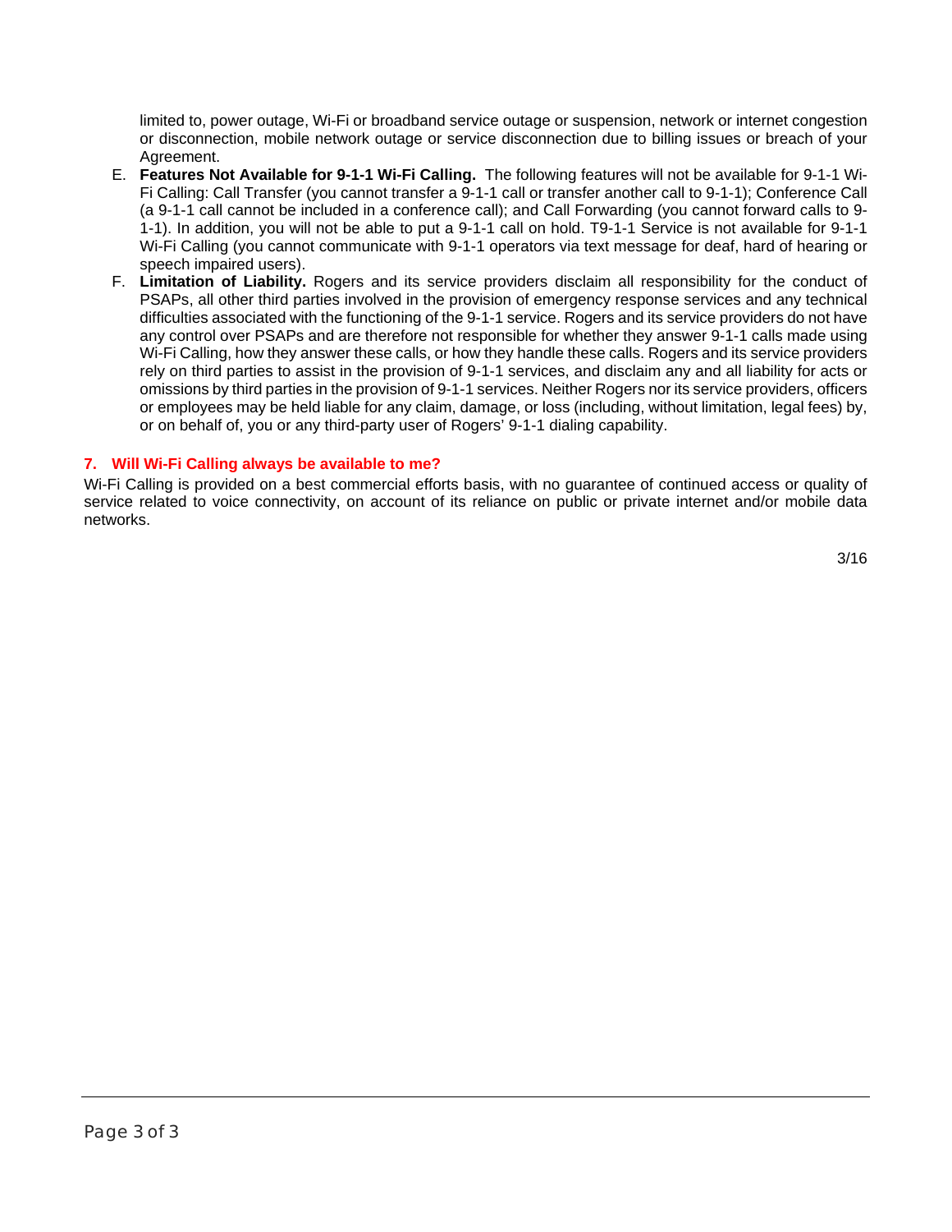limited to, power outage, Wi-Fi or broadband service outage or suspension, network or internet congestion or disconnection, mobile network outage or service disconnection due to billing issues or breach of your Agreement.

E. **Features Not Available for 9-1-1 Wi-Fi Calling.** The following features will not be available for 9-1-1 Wi-Fi Calling: Call Transfer (you cannot transfer a 9-1-1 call or transfer another call to 9-1-1); Conference Call (a 9-1-1 call cannot be included in a conference call); and Call Forwarding (you cannot forward calls to 9-1-1). In addition, you will not be able to put a 9-1-1 call on hold. T9-1-1 Service is not available for 9-1-1 Wi-Fi Calling (you cannot communicate with 9-1-1 operators via text message for deaf, hard of hearing or speech impaired users).

F. **Limitation of Liability.** Rogers and its service providers disclaim all responsibility for the conduct of PSAPs, all other third parties involved in the provision of emergency response services and any technical difficulties associated with the functioning of the 9-1-1 service. Rogers and its service providers do not have any control over PSAPs and are therefore not responsible for whether they answer 9-1-1 calls made using Wi-Fi Calling, how they answer these calls, or how they handle these calls. Rogers and its service providers rely on third parties to assist in the provision of 9-1-1 services, and disclaim any and all liability for acts or omissions by third parties in the provision of 9-1-1 services. Neither Rogers nor its service providers, officers or employees may be held liable for any claim, damage, or loss (including, without limitation, legal fees) by, or on behalf of, you or any third-party user of Rogers' 9-1-1 dialing capability.

## 7. Will Wi-Fi Calling always be available to me?

Wi-Fi Calling is provided on a best commercial efforts basis, with no guarantee of continued access or quality of service related to voice connectivity, on account of its reliance on public or private internet and/or mobile data networks.

3/16